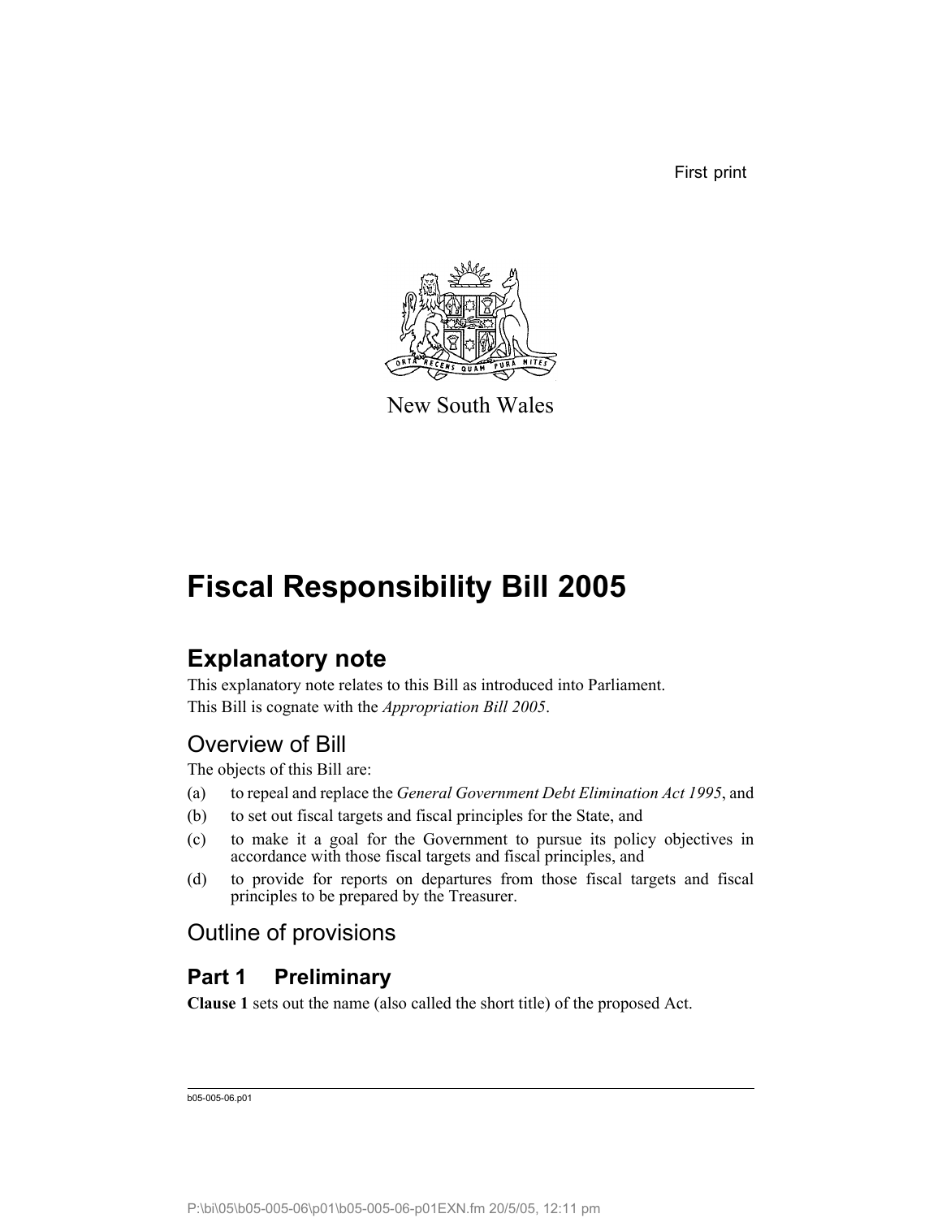First print

New South Wales

# Fiscal Responsibility Bill 2005

## Explanatory note

This explanatory note relates to this Bill as introduced into Parliament.

This Bill is cognate with the *Appropriation Bill 2005*.

### Overview of Bill

The objects of this Bill are:

(a) to repeal and replace the *General Government Debt Elimination Act 1995*, and

(b) to set out fiscal targets and fiscal principles for the State, and

(c) to make it a goal for the Government to pursue its policy objectives in accordance with those fiscal targets and fiscal principles, and

(d) to provide for reports on departures from those fiscal targets and fiscal principles to be prepared by the Treasurer.

### Outline of provisions

## Part 1 Preliminary

**Clause 1** sets out the name (also called the short title) of the proposed Act.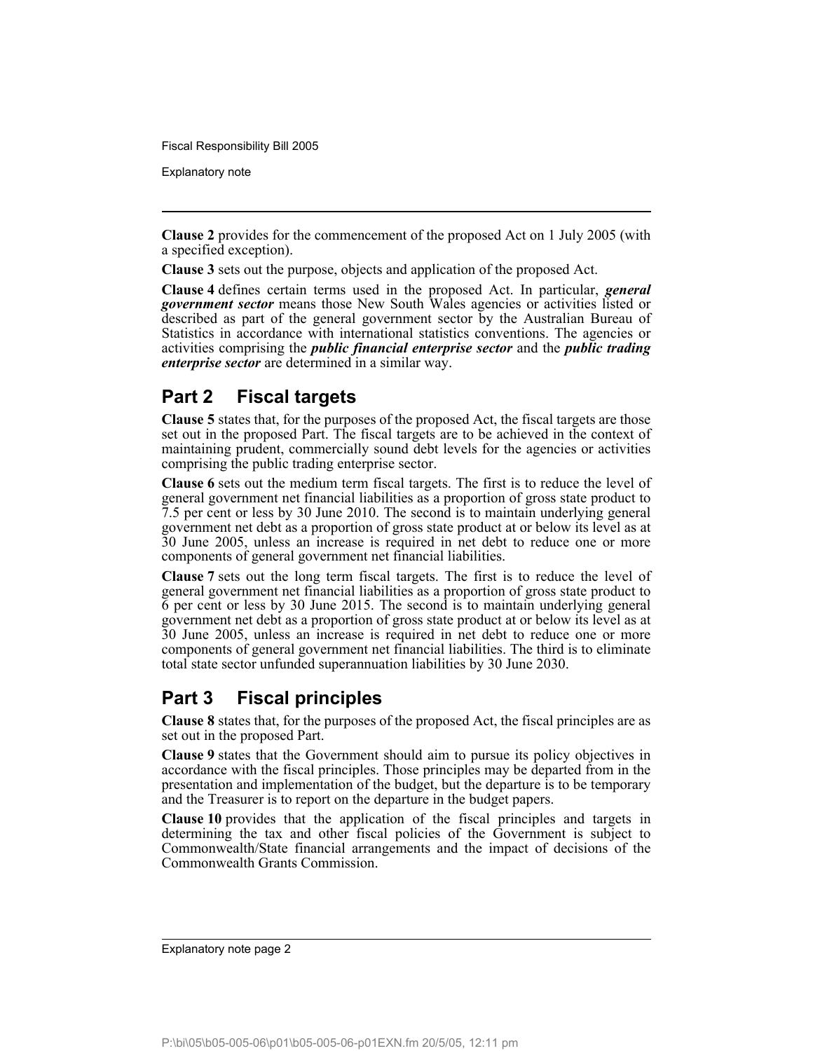**Clause 2** provides for the commencement of the proposed Act on 1 July 2005 (with a specified exception).

**Clause 3** sets out the purpose, objects and application of the proposed Act.

**Clause 4** defines certain terms used in the proposed Act. In particular, ***general government sector*** means those New South Wales agencies or activities listed or described as part of the general government sector by the Australian Bureau of Statistics in accordance with international statistics conventions. The agencies or activities comprising the ***public financial enterprise sector*** and the ***public trading enterprise sector*** are determined in a similar way.

## Part 2 Fiscal targets

**Clause 5** states that, for the purposes of the proposed Act, the fiscal targets are those set out in the proposed Part. The fiscal targets are to be achieved in the context of maintaining prudent, commercially sound debt levels for the agencies or activities comprising the public trading enterprise sector.

**Clause 6** sets out the medium term fiscal targets. The first is to reduce the level of general government net financial liabilities as a proportion of gross state product to 7.5 per cent or less by 30 June 2010. The second is to maintain underlying general government net debt as a proportion of gross state product at or below its level as at 30 June 2005, unless an increase is required in net debt to reduce one or more components of general government net financial liabilities.

**Clause 7** sets out the long term fiscal targets. The first is to reduce the level of general government net financial liabilities as a proportion of gross state product to 6 per cent or less by 30 June 2015. The second is to maintain underlying general government net debt as a proportion of gross state product at or below its level as at 30 June 2005, unless an increase is required in net debt to reduce one or more components of general government net financial liabilities. The third is to eliminate total state sector unfunded superannuation liabilities by 30 June 2030.

## Part 3 Fiscal principles

**Clause 8** states that, for the purposes of the proposed Act, the fiscal principles are as set out in the proposed Part.

**Clause 9** states that the Government should aim to pursue its policy objectives in accordance with the fiscal principles. Those principles may be departed from in the presentation and implementation of the budget, but the departure is to be temporary and the Treasurer is to report on the departure in the budget papers.

**Clause 10** provides that the application of the fiscal principles and targets in determining the tax and other fiscal policies of the Government is subject to Commonwealth/State financial arrangements and the impact of decisions of the Commonwealth Grants Commission.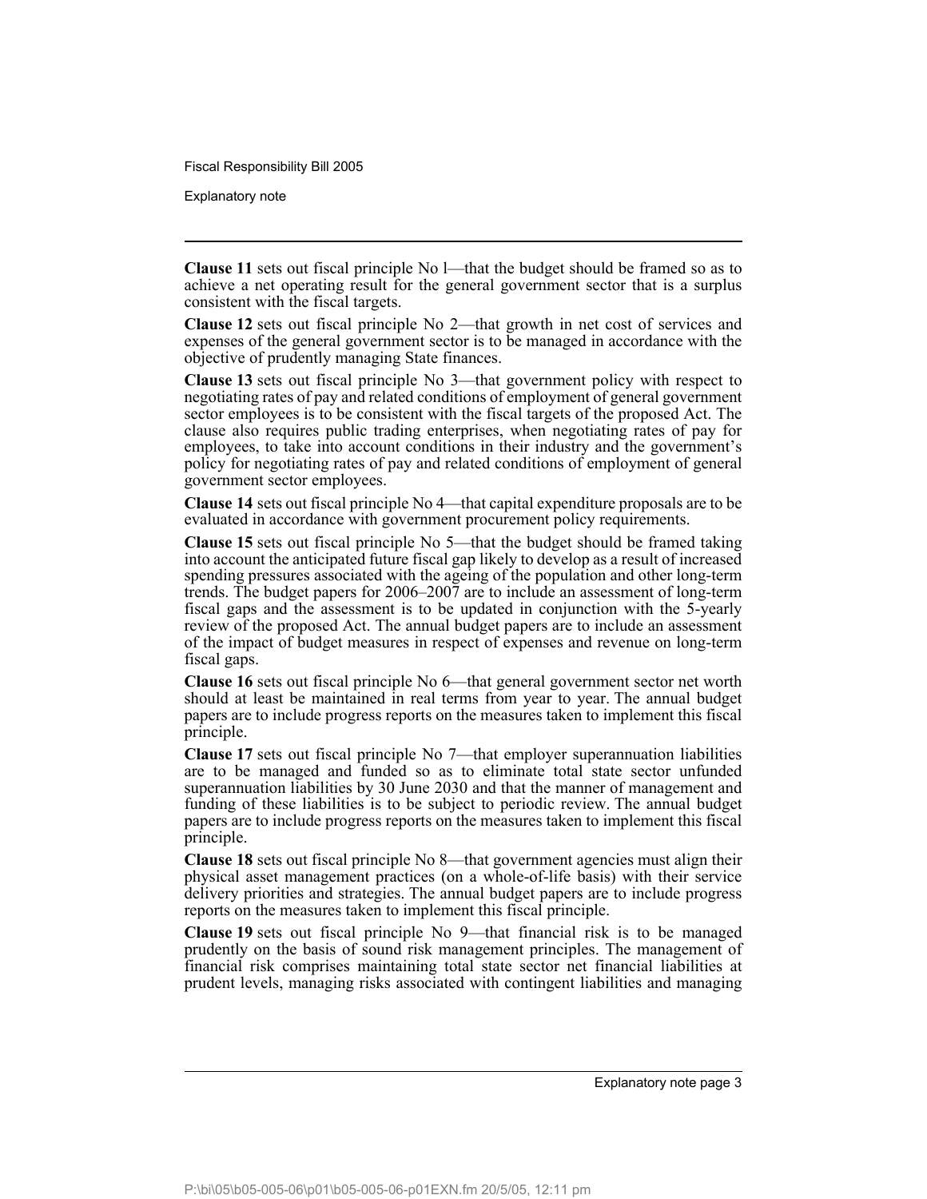**Clause 11** sets out fiscal principle No l—that the budget should be framed so as to achieve a net operating result for the general government sector that is a surplus consistent with the fiscal targets.

**Clause 12** sets out fiscal principle No 2—that growth in net cost of services and expenses of the general government sector is to be managed in accordance with the objective of prudently managing State finances.

**Clause 13** sets out fiscal principle No 3—that government policy with respect to negotiating rates of pay and related conditions of employment of general government sector employees is to be consistent with the fiscal targets of the proposed Act. The clause also requires public trading enterprises, when negotiating rates of pay for employees, to take into account conditions in their industry and the government's policy for negotiating rates of pay and related conditions of employment of general government sector employees.

**Clause 14** sets out fiscal principle No 4—that capital expenditure proposals are to be evaluated in accordance with government procurement policy requirements.

**Clause 15** sets out fiscal principle No 5—that the budget should be framed taking into account the anticipated future fiscal gap likely to develop as a result of increased spending pressures associated with the ageing of the population and other long-term trends. The budget papers for 2006–2007 are to include an assessment of long-term fiscal gaps and the assessment is to be updated in conjunction with the 5-yearly review of the proposed Act. The annual budget papers are to include an assessment of the impact of budget measures in respect of expenses and revenue on long-term fiscal gaps.

**Clause 16** sets out fiscal principle No 6—that general government sector net worth should at least be maintained in real terms from year to year. The annual budget papers are to include progress reports on the measures taken to implement this fiscal principle.

**Clause 17** sets out fiscal principle No 7—that employer superannuation liabilities are to be managed and funded so as to eliminate total state sector unfunded superannuation liabilities by 30 June 2030 and that the manner of management and funding of these liabilities is to be subject to periodic review. The annual budget papers are to include progress reports on the measures taken to implement this fiscal principle.

**Clause 18** sets out fiscal principle No 8—that government agencies must align their physical asset management practices (on a whole-of-life basis) with their service delivery priorities and strategies. The annual budget papers are to include progress reports on the measures taken to implement this fiscal principle.

**Clause 19** sets out fiscal principle No 9—that financial risk is to be managed prudently on the basis of sound risk management principles. The management of financial risk comprises maintaining total state sector net financial liabilities at prudent levels, managing risks associated with contingent liabilities and managing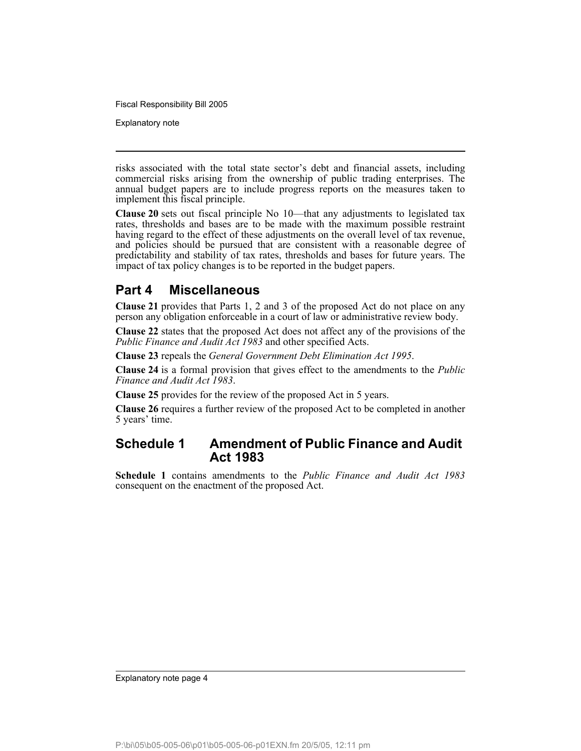risks associated with the total state sector's debt and financial assets, including commercial risks arising from the ownership of public trading enterprises. The annual budget papers are to include progress reports on the measures taken to implement this fiscal principle.

**Clause 20** sets out fiscal principle No 10—that any adjustments to legislated tax rates, thresholds and bases are to be made with the maximum possible restraint having regard to the effect of these adjustments on the overall level of tax revenue, and policies should be pursued that are consistent with a reasonable degree of predictability and stability of tax rates, thresholds and bases for future years. The impact of tax policy changes is to be reported in the budget papers.

## Part 4 Miscellaneous

**Clause 21** provides that Parts 1, 2 and 3 of the proposed Act do not place on any person any obligation enforceable in a court of law or administrative review body.

**Clause 22** states that the proposed Act does not affect any of the provisions of the *Public Finance and Audit Act 1983* and other specified Acts.

**Clause 23** repeals the *General Government Debt Elimination Act 1995*.

**Clause 24** is a formal provision that gives effect to the amendments to the *Public Finance and Audit Act 1983*.

**Clause 25** provides for the review of the proposed Act in 5 years.

**Clause 26** requires a further review of the proposed Act to be completed in another 5 years' time.

## Schedule 1 Amendment of Public Finance and Audit Act 1983

**Schedule 1** contains amendments to the *Public Finance and Audit Act 1983* consequent on the enactment of the proposed Act.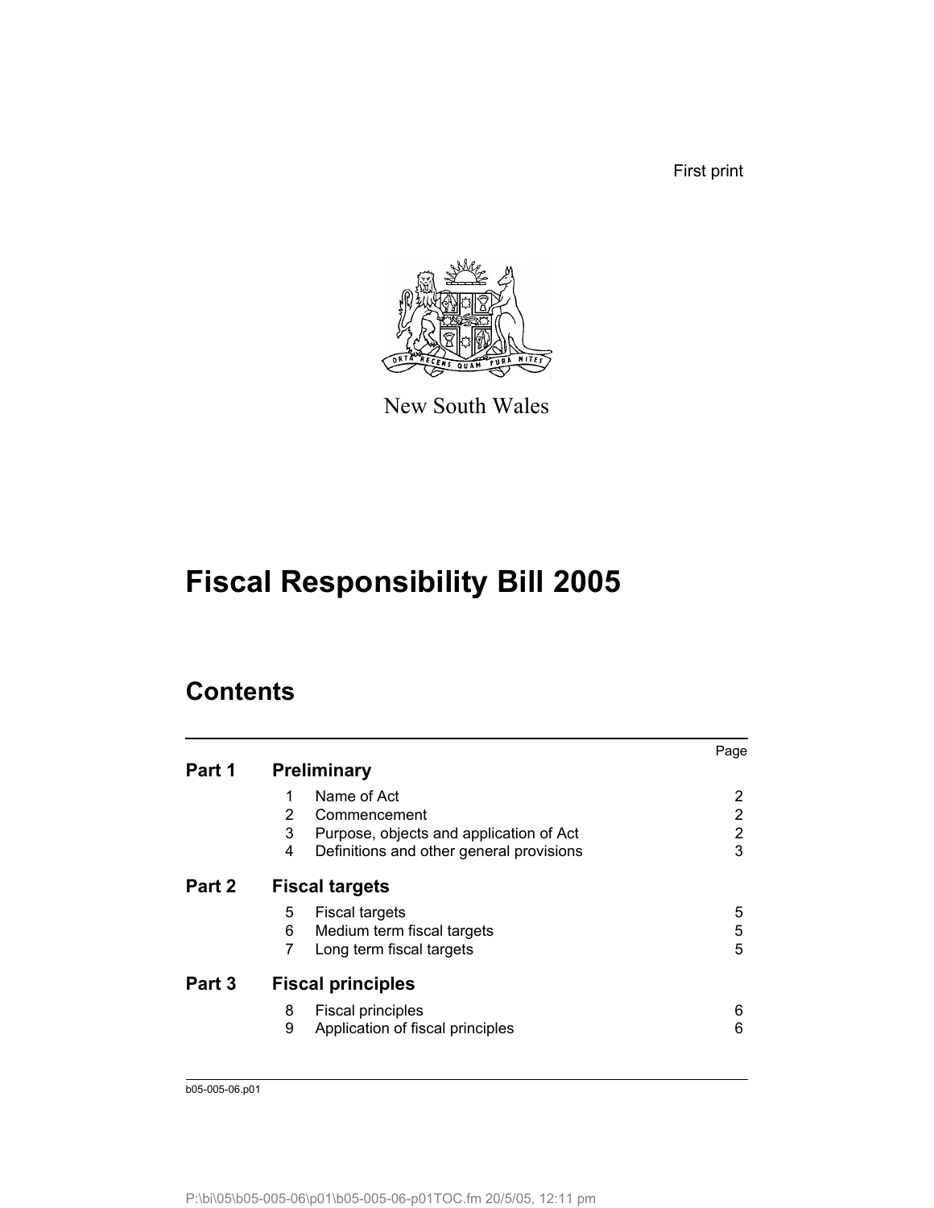First print

New South Wales

# Fiscal Responsibility Bill 2005

## Contents

| | | | Page |
|---|---|---|---|
| **Part 1** | **Preliminary** | | |
| | 1 | Name of Act | 2 |
| | 2 | Commencement | 2 |
| | 3 | Purpose, objects and application of Act | 2 |
| | 4 | Definitions and other general provisions | 3 |
| **Part 2** | **Fiscal targets** | | |
| | 5 | Fiscal targets | 5 |
| | 6 | Medium term fiscal targets | 5 |
| | 7 | Long term fiscal targets | 5 |
| **Part 3** | **Fiscal principles** | | |
| | 8 | Fiscal principles | 6 |
| | 9 | Application of fiscal principles | 6 |

b05-005-06.p01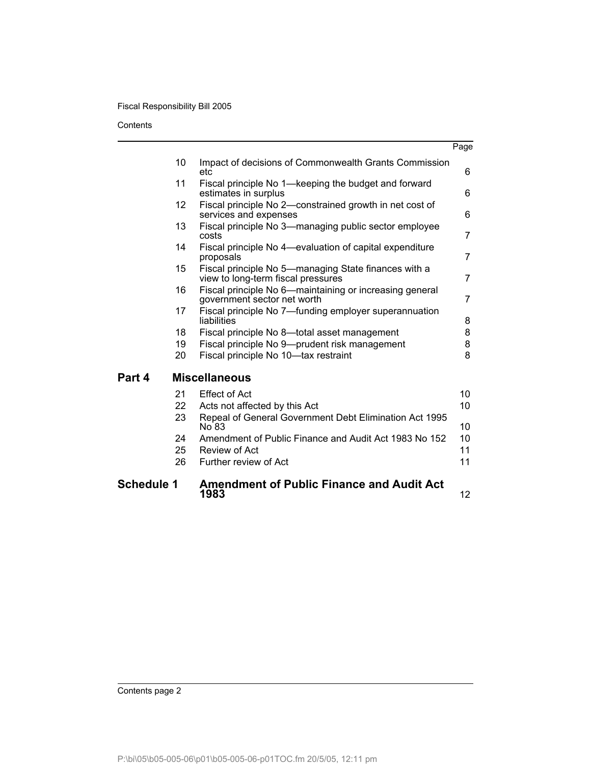| | | | Page |
|---|---|---|---|
| | 10 | Impact of decisions of Commonwealth Grants Commission etc | 6 |
| | 11 | Fiscal principle No 1—keeping the budget and forward estimates in surplus | 6 |
| | 12 | Fiscal principle No 2—constrained growth in net cost of services and expenses | 6 |
| | 13 | Fiscal principle No 3—managing public sector employee costs | 7 |
| | 14 | Fiscal principle No 4—evaluation of capital expenditure proposals | 7 |
| | 15 | Fiscal principle No 5—managing State finances with a view to long-term fiscal pressures | 7 |
| | 16 | Fiscal principle No 6—maintaining or increasing general government sector net worth | 7 |
| | 17 | Fiscal principle No 7—funding employer superannuation liabilities | 8 |
| | 18 | Fiscal principle No 8—total asset management | 8 |
| | 19 | Fiscal principle No 9—prudent risk management | 8 |
| | 20 | Fiscal principle No 10—tax restraint | 8 |
| **Part 4** | | **Miscellaneous** | |
| | 21 | Effect of Act | 10 |
| | 22 | Acts not affected by this Act | 10 |
| | 23 | Repeal of General Government Debt Elimination Act 1995 No 83 | 10 |
| | 24 | Amendment of Public Finance and Audit Act 1983 No 152 | 10 |
| | 25 | Review of Act | 11 |
| | 26 | Further review of Act | 11 |
| **Schedule 1** | | **Amendment of Public Finance and Audit Act 1983** | 12 |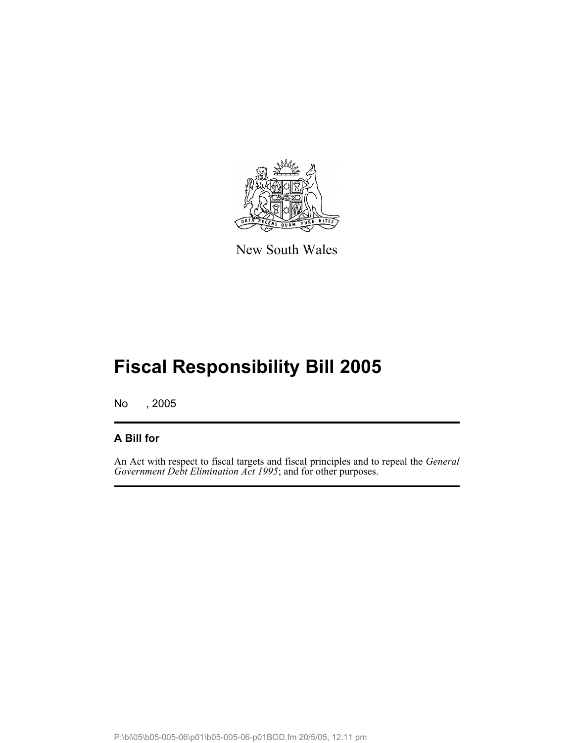New South Wales

# Fiscal Responsibility Bill 2005

No , 2005

## A Bill for

An Act with respect to fiscal targets and fiscal principles and to repeal the *General Government Debt Elimination Act 1995*; and for other purposes.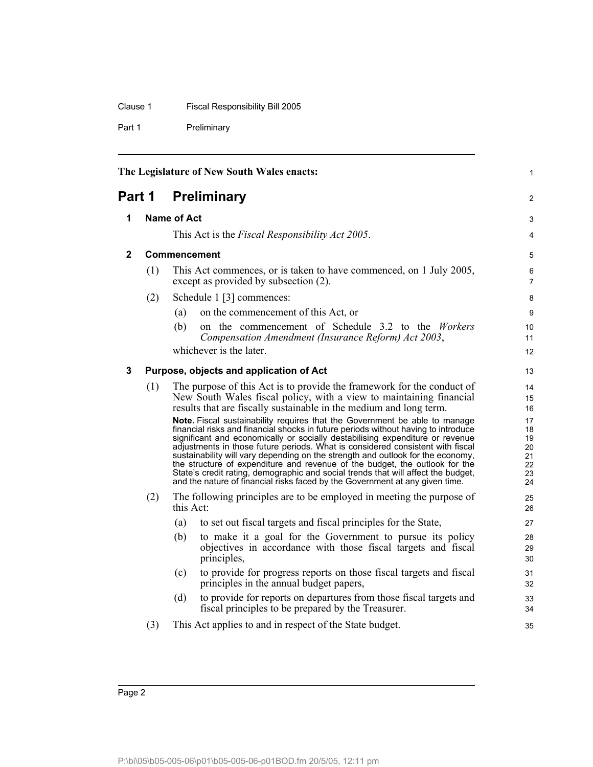The Legislature of New South Wales enacts:

# Part 1 Preliminary

## 1 Name of Act

This Act is the *Fiscal Responsibility Act 2005*.

## 2 Commencement

(1) This Act commences, or is taken to have commenced, on 1 July 2005, except as provided by subsection (2).

(2) Schedule 1 [3] commences:

(a) on the commencement of this Act, or

(b) on the commencement of Schedule 3.2 to the *Workers Compensation Amendment (Insurance Reform) Act 2003*,

whichever is the later.

## 3 Purpose, objects and application of Act

(1) The purpose of this Act is to provide the framework for the conduct of New South Wales fiscal policy, with a view to maintaining financial results that are fiscally sustainable in the medium and long term.

**Note.** Fiscal sustainability requires that the Government be able to manage financial risks and financial shocks in future periods without having to introduce significant and economically or socially destabilising expenditure or revenue adjustments in those future periods. What is considered consistent with fiscal sustainability will vary depending on the strength and outlook for the economy, the structure of expenditure and revenue of the budget, the outlook for the State's credit rating, demographic and social trends that will affect the budget, and the nature of financial risks faced by the Government at any given time.

(2) The following principles are to be employed in meeting the purpose of this Act:

(a) to set out fiscal targets and fiscal principles for the State,

(b) to make it a goal for the Government to pursue its policy objectives in accordance with those fiscal targets and fiscal principles,

(c) to provide for progress reports on those fiscal targets and fiscal principles in the annual budget papers,

(d) to provide for reports on departures from those fiscal targets and fiscal principles to be prepared by the Treasurer.

(3) This Act applies to and in respect of the State budget.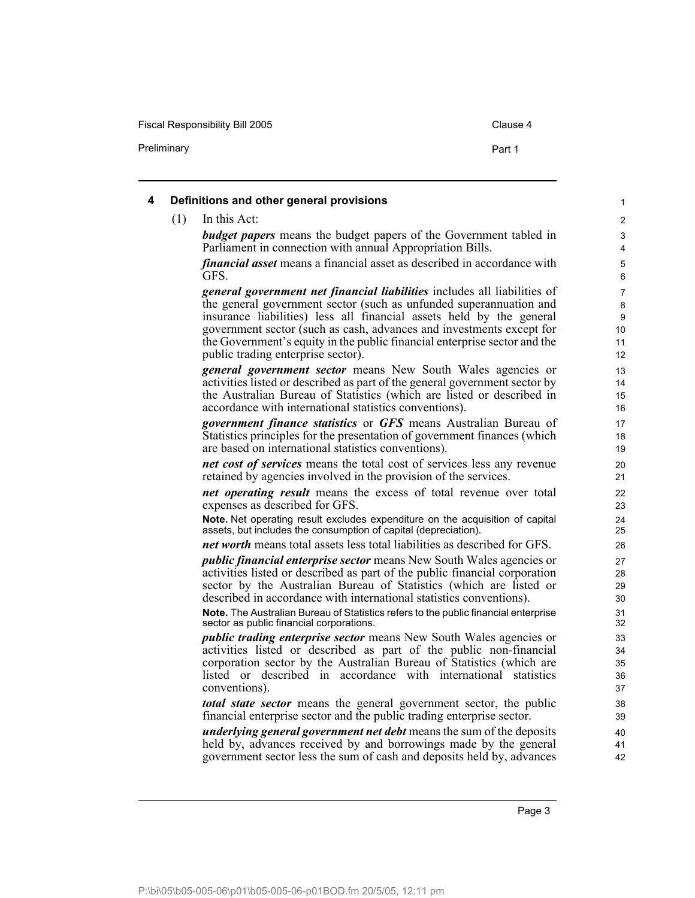## 4 Definitions and other general provisions

(1) In this Act:

***budget papers*** means the budget papers of the Government tabled in Parliament in connection with annual Appropriation Bills.

***financial asset*** means a financial asset as described in accordance with GFS.

***general government net financial liabilities*** includes all liabilities of the general government sector (such as unfunded superannuation and insurance liabilities) less all financial assets held by the general government sector (such as cash, advances and investments except for the Government's equity in the public financial enterprise sector and the public trading enterprise sector).

***general government sector*** means New South Wales agencies or activities listed or described as part of the general government sector by the Australian Bureau of Statistics (which are listed or described in accordance with international statistics conventions).

***government finance statistics*** or ***GFS*** means Australian Bureau of Statistics principles for the presentation of government finances (which are based on international statistics conventions).

***net cost of services*** means the total cost of services less any revenue retained by agencies involved in the provision of the services.

***net operating result*** means the excess of total revenue over total expenses as described for GFS.

**Note.** Net operating result excludes expenditure on the acquisition of capital assets, but includes the consumption of capital (depreciation).

***net worth*** means total assets less total liabilities as described for GFS.

***public financial enterprise sector*** means New South Wales agencies or activities listed or described as part of the public financial corporation sector by the Australian Bureau of Statistics (which are listed or described in accordance with international statistics conventions).

**Note.** The Australian Bureau of Statistics refers to the public financial enterprise sector as public financial corporations.

***public trading enterprise sector*** means New South Wales agencies or activities listed or described as part of the public non-financial corporation sector by the Australian Bureau of Statistics (which are listed or described in accordance with international statistics conventions).

***total state sector*** means the general government sector, the public financial enterprise sector and the public trading enterprise sector.

***underlying general government net debt*** means the sum of the deposits held by, advances received by and borrowings made by the general government sector less the sum of cash and deposits held by, advances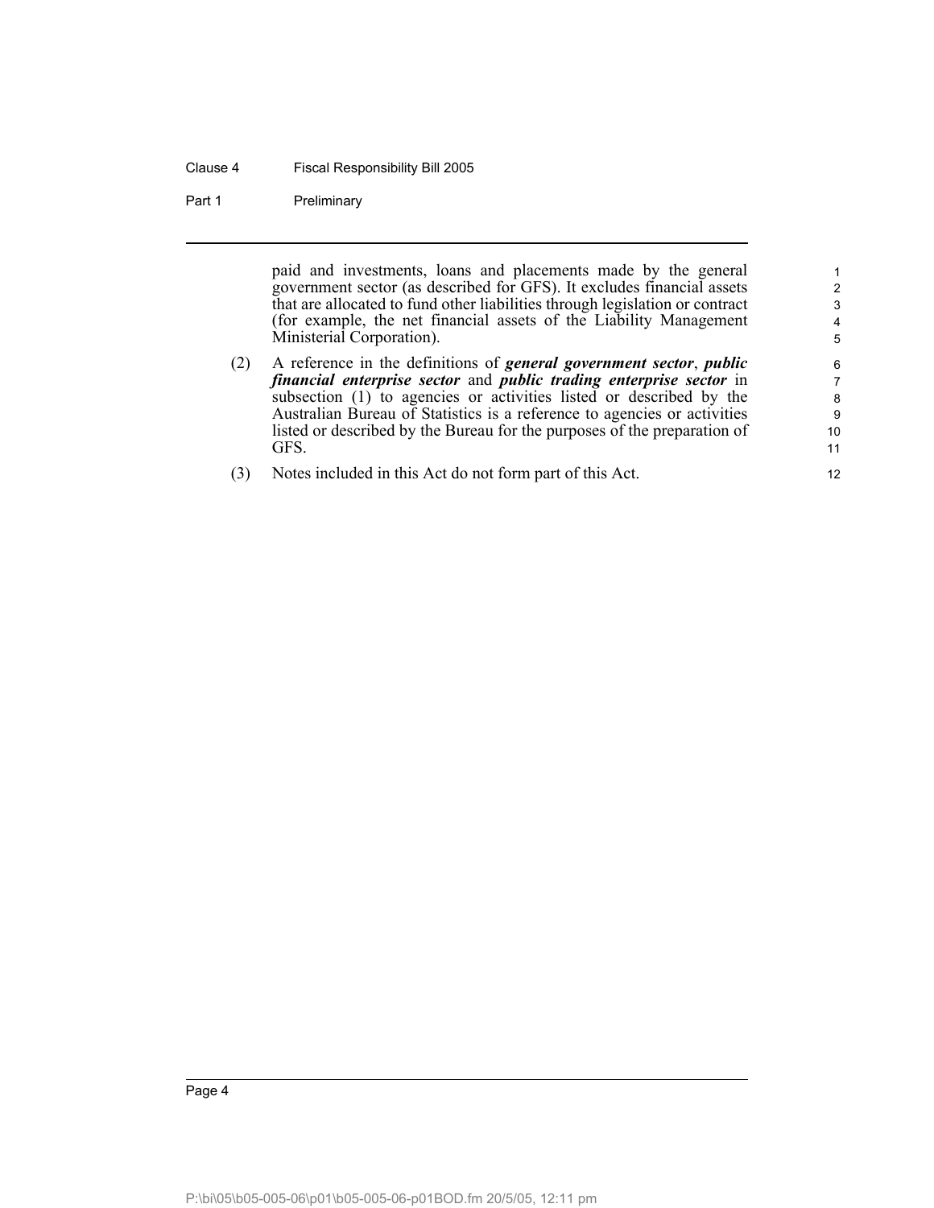paid and investments, loans and placements made by the general government sector (as described for GFS). It excludes financial assets that are allocated to fund other liabilities through legislation or contract (for example, the net financial assets of the Liability Management Ministerial Corporation).

(2) A reference in the definitions of ***general government sector***, ***public financial enterprise sector*** and ***public trading enterprise sector*** in subsection (1) to agencies or activities listed or described by the Australian Bureau of Statistics is a reference to agencies or activities listed or described by the Bureau for the purposes of the preparation of GFS.

(3) Notes included in this Act do not form part of this Act.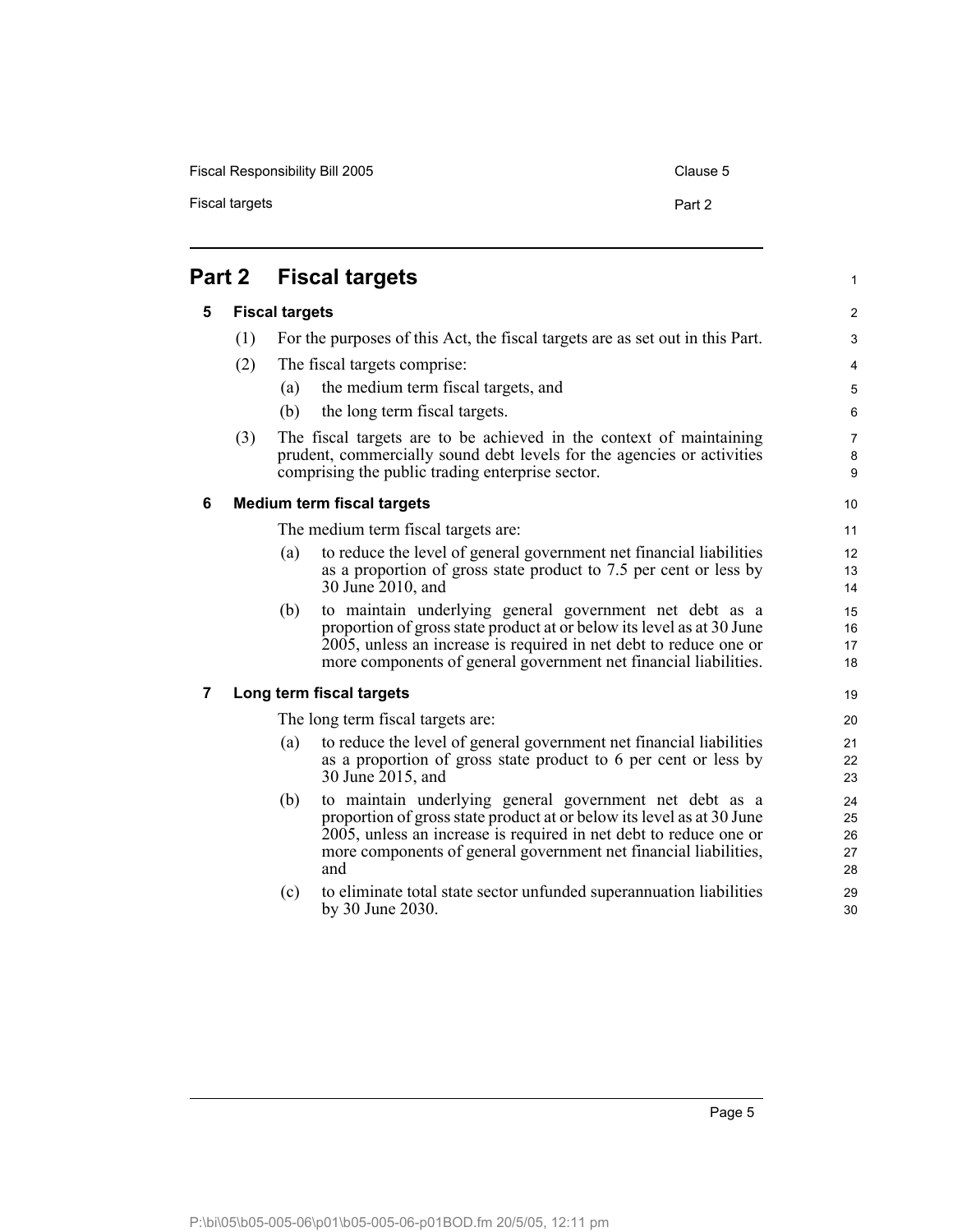## Part 2 Fiscal targets

### 5 Fiscal targets

(1) For the purposes of this Act, the fiscal targets are as set out in this Part.

(2) The fiscal targets comprise:

(a) the medium term fiscal targets, and

(b) the long term fiscal targets.

(3) The fiscal targets are to be achieved in the context of maintaining prudent, commercially sound debt levels for the agencies or activities comprising the public trading enterprise sector.

### 6 Medium term fiscal targets

The medium term fiscal targets are:

(a) to reduce the level of general government net financial liabilities as a proportion of gross state product to 7.5 per cent or less by 30 June 2010, and

(b) to maintain underlying general government net debt as a proportion of gross state product at or below its level as at 30 June 2005, unless an increase is required in net debt to reduce one or more components of general government net financial liabilities.

### 7 Long term fiscal targets

The long term fiscal targets are:

(a) to reduce the level of general government net financial liabilities as a proportion of gross state product to 6 per cent or less by 30 June 2015, and

(b) to maintain underlying general government net debt as a proportion of gross state product at or below its level as at 30 June 2005, unless an increase is required in net debt to reduce one or more components of general government net financial liabilities, and

(c) to eliminate total state sector unfunded superannuation liabilities by 30 June 2030.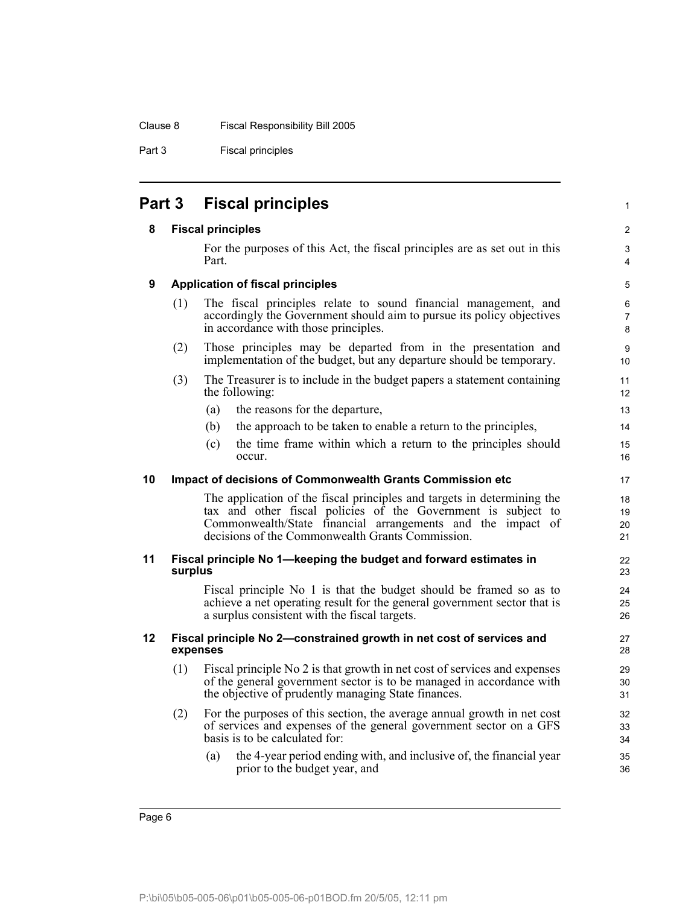# Part 3 Fiscal principles

### 8 Fiscal principles

For the purposes of this Act, the fiscal principles are as set out in this Part.

### 9 Application of fiscal principles

(1) The fiscal principles relate to sound financial management, and accordingly the Government should aim to pursue its policy objectives in accordance with those principles.

(2) Those principles may be departed from in the presentation and implementation of the budget, but any departure should be temporary.

(3) The Treasurer is to include in the budget papers a statement containing the following:

- (a) the reasons for the departure,
- (b) the approach to be taken to enable a return to the principles,
- (c) the time frame within which a return to the principles should occur.

### 10 Impact of decisions of Commonwealth Grants Commission etc

The application of the fiscal principles and targets in determining the tax and other fiscal policies of the Government is subject to Commonwealth/State financial arrangements and the impact of decisions of the Commonwealth Grants Commission.

### 11 Fiscal principle No 1—keeping the budget and forward estimates in surplus

Fiscal principle No 1 is that the budget should be framed so as to achieve a net operating result for the general government sector that is a surplus consistent with the fiscal targets.

### 12 Fiscal principle No 2—constrained growth in net cost of services and expenses

(1) Fiscal principle No 2 is that growth in net cost of services and expenses of the general government sector is to be managed in accordance with the objective of prudently managing State finances.

(2) For the purposes of this section, the average annual growth in net cost of services and expenses of the general government sector on a GFS basis is to be calculated for:

- (a) the 4-year period ending with, and inclusive of, the financial year prior to the budget year, and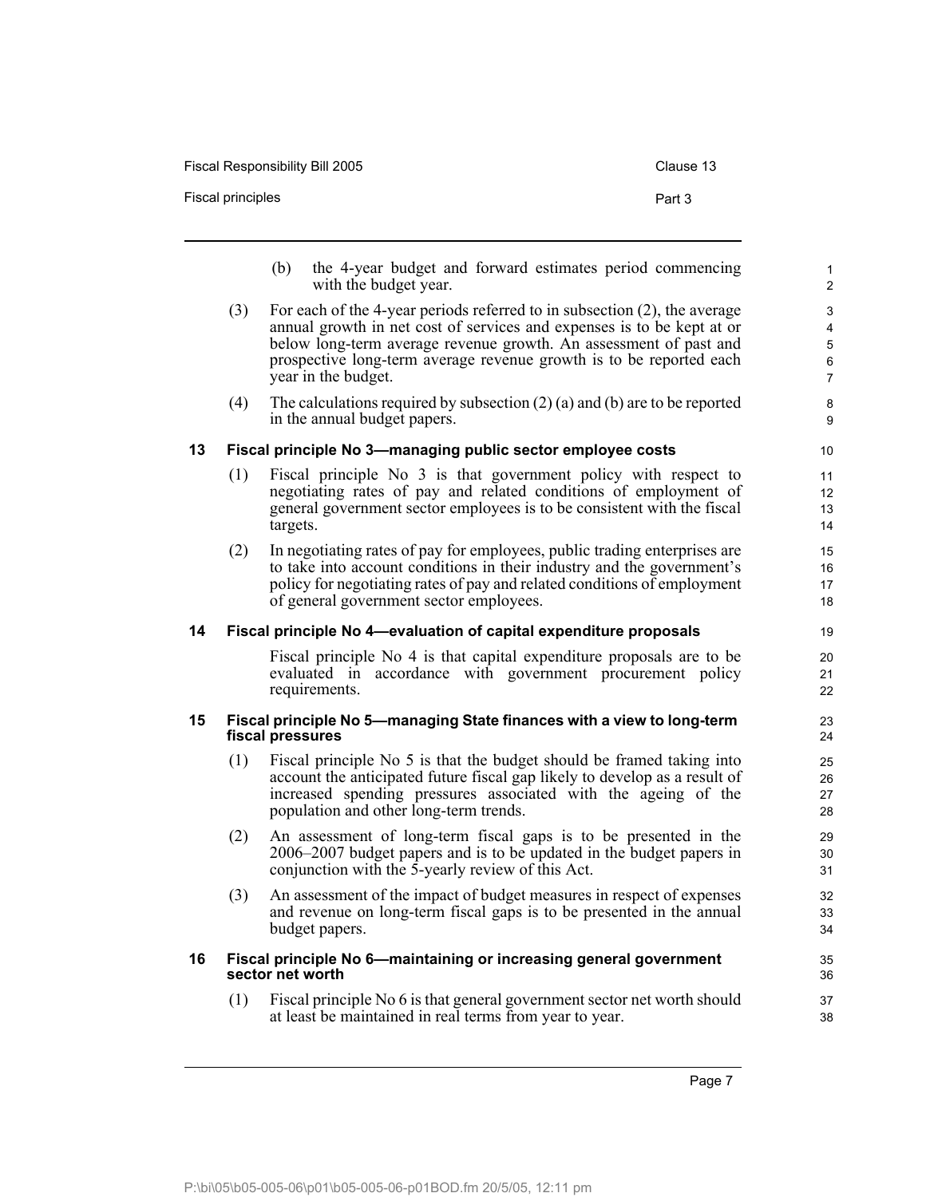(b) the 4-year budget and forward estimates period commencing with the budget year.

(3) For each of the 4-year periods referred to in subsection (2), the average annual growth in net cost of services and expenses is to be kept at or below long-term average revenue growth. An assessment of past and prospective long-term average revenue growth is to be reported each year in the budget.

(4) The calculations required by subsection (2) (a) and (b) are to be reported in the annual budget papers.

### 13 Fiscal principle No 3—managing public sector employee costs

(1) Fiscal principle No 3 is that government policy with respect to negotiating rates of pay and related conditions of employment of general government sector employees is to be consistent with the fiscal targets.

(2) In negotiating rates of pay for employees, public trading enterprises are to take into account conditions in their industry and the government's policy for negotiating rates of pay and related conditions of employment of general government sector employees.

### 14 Fiscal principle No 4—evaluation of capital expenditure proposals

Fiscal principle No 4 is that capital expenditure proposals are to be evaluated in accordance with government procurement policy requirements.

### 15 Fiscal principle No 5—managing State finances with a view to long-term fiscal pressures

(1) Fiscal principle No 5 is that the budget should be framed taking into account the anticipated future fiscal gap likely to develop as a result of increased spending pressures associated with the ageing of the population and other long-term trends.

(2) An assessment of long-term fiscal gaps is to be presented in the 2006–2007 budget papers and is to be updated in the budget papers in conjunction with the 5-yearly review of this Act.

(3) An assessment of the impact of budget measures in respect of expenses and revenue on long-term fiscal gaps is to be presented in the annual budget papers.

### 16 Fiscal principle No 6—maintaining or increasing general government sector net worth

(1) Fiscal principle No 6 is that general government sector net worth should at least be maintained in real terms from year to year.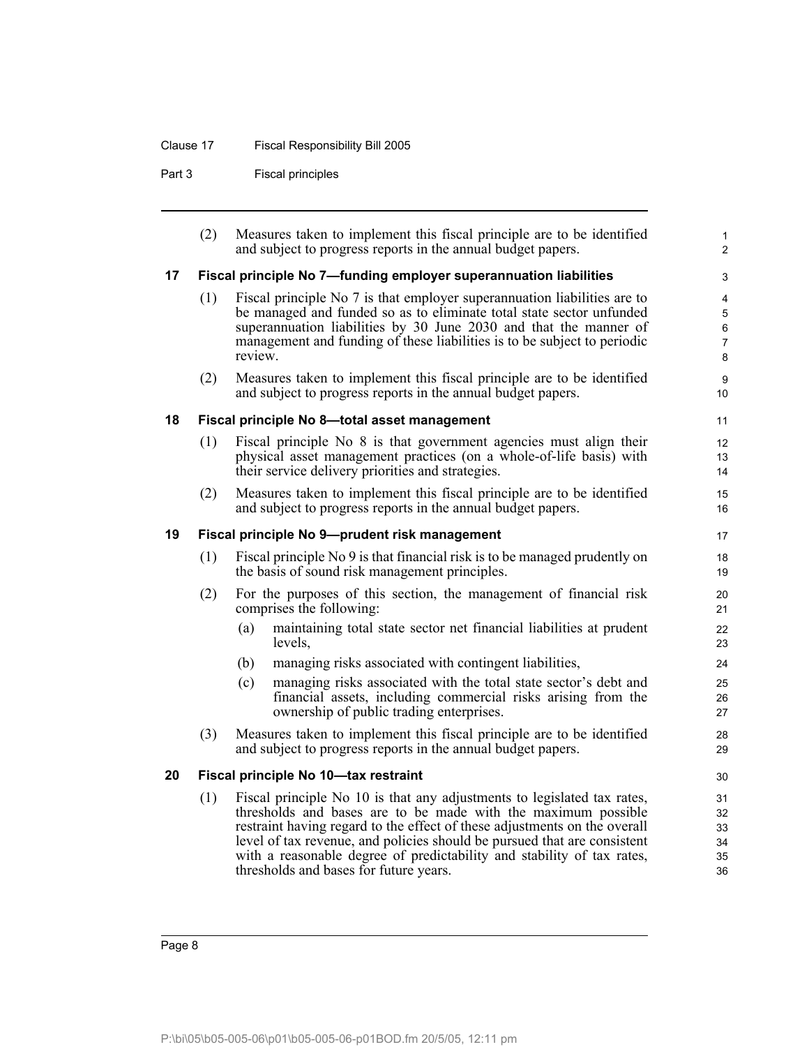(2) Measures taken to implement this fiscal principle are to be identified and subject to progress reports in the annual budget papers.

## 17 Fiscal principle No 7—funding employer superannuation liabilities

(1) Fiscal principle No 7 is that employer superannuation liabilities are to be managed and funded so as to eliminate total state sector unfunded superannuation liabilities by 30 June 2030 and that the manner of management and funding of these liabilities is to be subject to periodic review.

(2) Measures taken to implement this fiscal principle are to be identified and subject to progress reports in the annual budget papers.

## 18 Fiscal principle No 8—total asset management

(1) Fiscal principle No 8 is that government agencies must align their physical asset management practices (on a whole-of-life basis) with their service delivery priorities and strategies.

(2) Measures taken to implement this fiscal principle are to be identified and subject to progress reports in the annual budget papers.

## 19 Fiscal principle No 9—prudent risk management

(1) Fiscal principle No 9 is that financial risk is to be managed prudently on the basis of sound risk management principles.

(2) For the purposes of this section, the management of financial risk comprises the following:

- (a) maintaining total state sector net financial liabilities at prudent levels,
- (b) managing risks associated with contingent liabilities,
- (c) managing risks associated with the total state sector's debt and financial assets, including commercial risks arising from the ownership of public trading enterprises.

(3) Measures taken to implement this fiscal principle are to be identified and subject to progress reports in the annual budget papers.

## 20 Fiscal principle No 10—tax restraint

(1) Fiscal principle No 10 is that any adjustments to legislated tax rates, thresholds and bases are to be made with the maximum possible restraint having regard to the effect of these adjustments on the overall level of tax revenue, and policies should be pursued that are consistent with a reasonable degree of predictability and stability of tax rates, thresholds and bases for future years.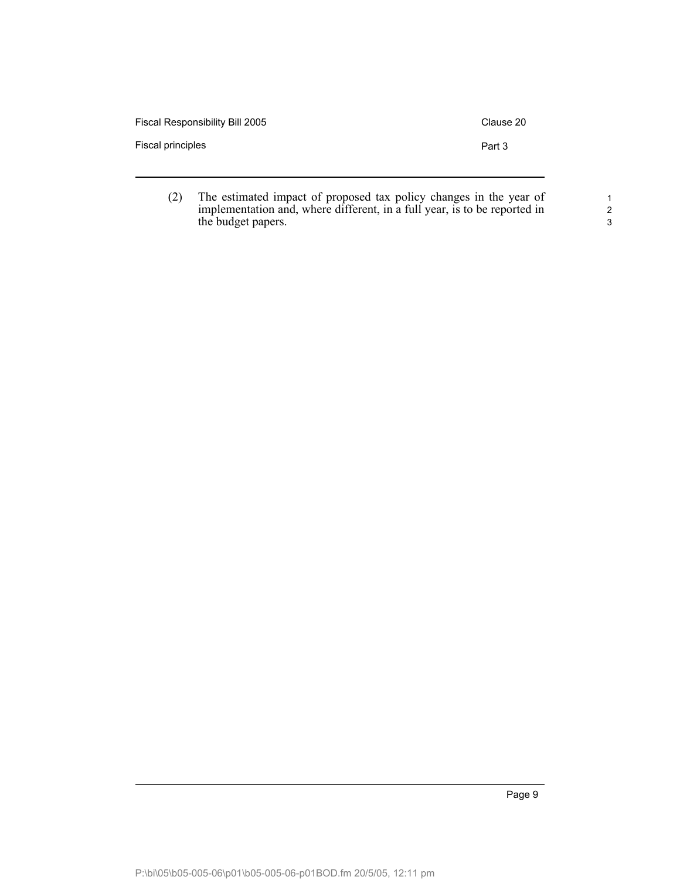(2) The estimated impact of proposed tax policy changes in the year of implementation and, where different, in a full year, is to be reported in the budget papers.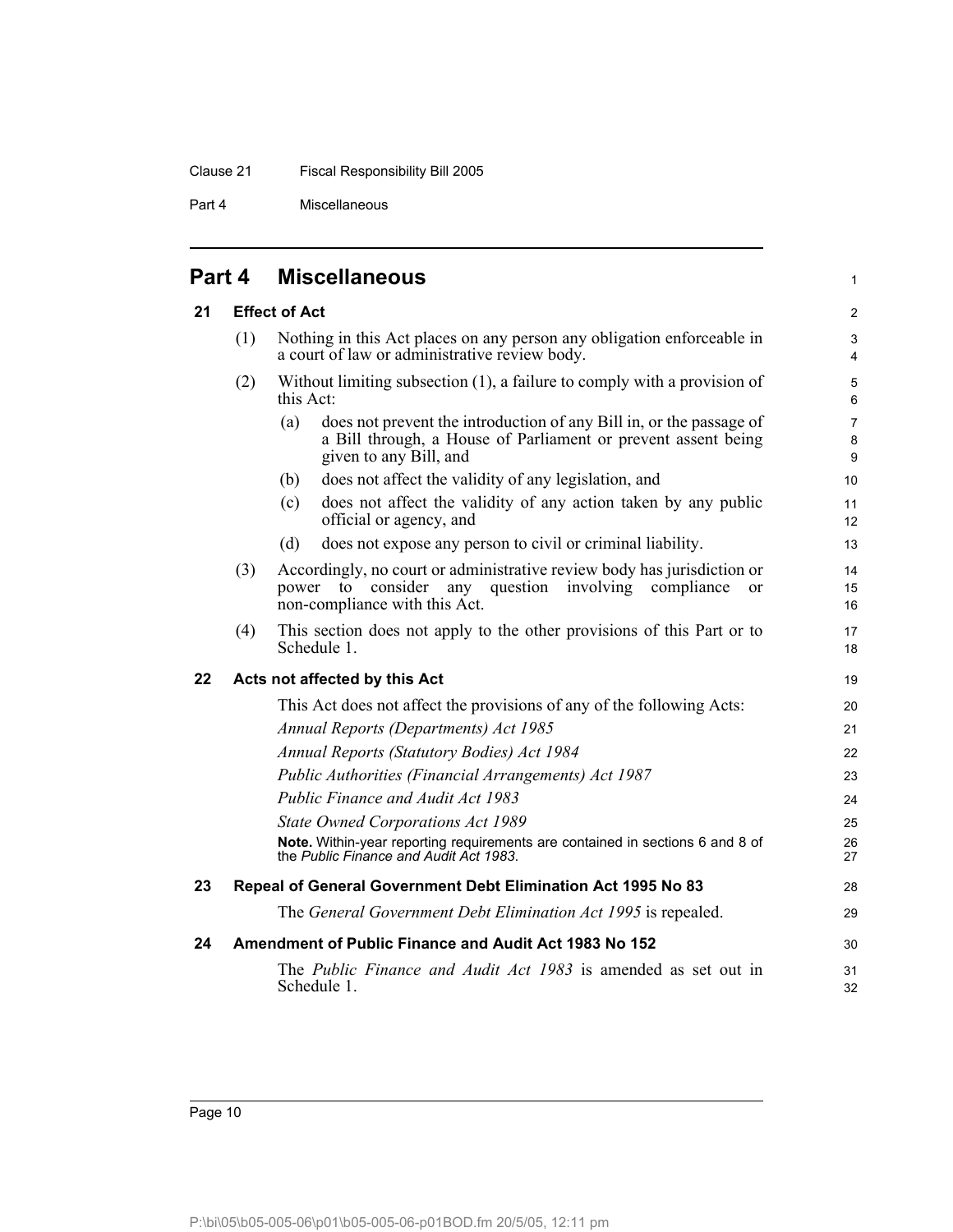## Part 4 Miscellaneous

### 21 Effect of Act

(1) Nothing in this Act places on any person any obligation enforceable in a court of law or administrative review body.

(2) Without limiting subsection (1), a failure to comply with a provision of this Act:

(a) does not prevent the introduction of any Bill in, or the passage of a Bill through, a House of Parliament or prevent assent being given to any Bill, and

(b) does not affect the validity of any legislation, and

(c) does not affect the validity of any action taken by any public official or agency, and

(d) does not expose any person to civil or criminal liability.

(3) Accordingly, no court or administrative review body has jurisdiction or power to consider any question involving compliance or non-compliance with this Act.

(4) This section does not apply to the other provisions of this Part or to Schedule 1.

### 22 Acts not affected by this Act

This Act does not affect the provisions of any of the following Acts:

*Annual Reports (Departments) Act 1985*

*Annual Reports (Statutory Bodies) Act 1984*

*Public Authorities (Financial Arrangements) Act 1987*

*Public Finance and Audit Act 1983*

*State Owned Corporations Act 1989*

**Note.** Within-year reporting requirements are contained in sections 6 and 8 of the *Public Finance and Audit Act 1983*.

### 23 Repeal of General Government Debt Elimination Act 1995 No 83

The *General Government Debt Elimination Act 1995* is repealed.

### 24 Amendment of Public Finance and Audit Act 1983 No 152

The *Public Finance and Audit Act 1983* is amended as set out in Schedule 1.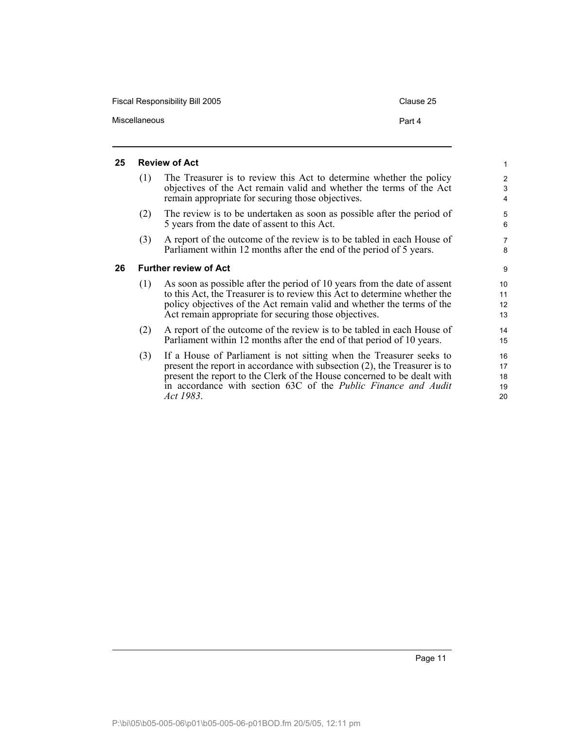## 25 Review of Act

(1) The Treasurer is to review this Act to determine whether the policy objectives of the Act remain valid and whether the terms of the Act remain appropriate for securing those objectives.

(2) The review is to be undertaken as soon as possible after the period of 5 years from the date of assent to this Act.

(3) A report of the outcome of the review is to be tabled in each House of Parliament within 12 months after the end of the period of 5 years.

## 26 Further review of Act

(1) As soon as possible after the period of 10 years from the date of assent to this Act, the Treasurer is to review this Act to determine whether the policy objectives of the Act remain valid and whether the terms of the Act remain appropriate for securing those objectives.

(2) A report of the outcome of the review is to be tabled in each House of Parliament within 12 months after the end of that period of 10 years.

(3) If a House of Parliament is not sitting when the Treasurer seeks to present the report in accordance with subsection (2), the Treasurer is to present the report to the Clerk of the House concerned to be dealt with in accordance with section 63C of the *Public Finance and Audit Act 1983*.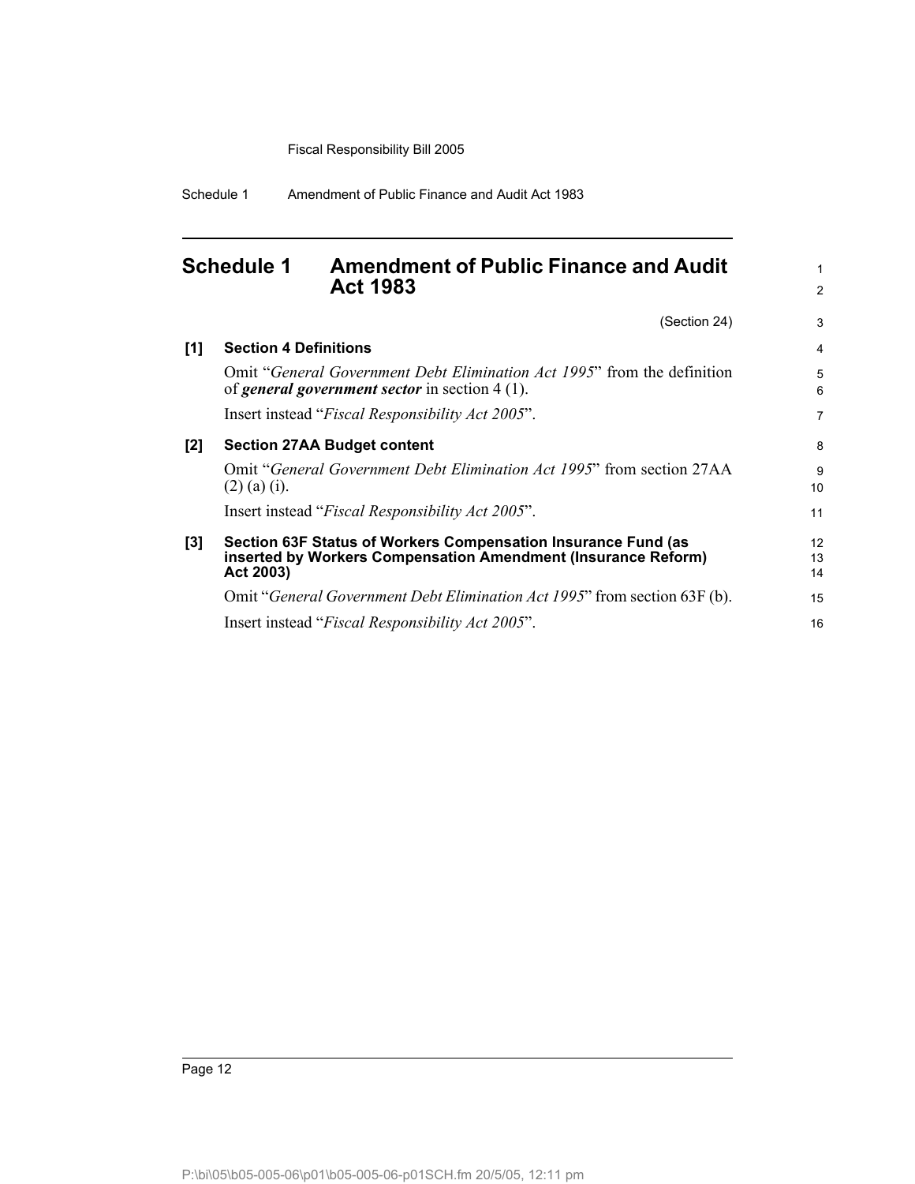# Schedule 1 Amendment of Public Finance and Audit Act 1983

(Section 24)

**[1] Section 4 Definitions**

Omit "*General Government Debt Elimination Act 1995*" from the definition of ***general government sector*** in section 4 (1).

Insert instead "*Fiscal Responsibility Act 2005*".

**[2] Section 27AA Budget content**

Omit "*General Government Debt Elimination Act 1995*" from section 27AA (2) (a) (i).

Insert instead "*Fiscal Responsibility Act 2005*".

**[3] Section 63F Status of Workers Compensation Insurance Fund (as inserted by Workers Compensation Amendment (Insurance Reform) Act 2003)**

Omit "*General Government Debt Elimination Act 1995*" from section 63F (b).

Insert instead "*Fiscal Responsibility Act 2005*".